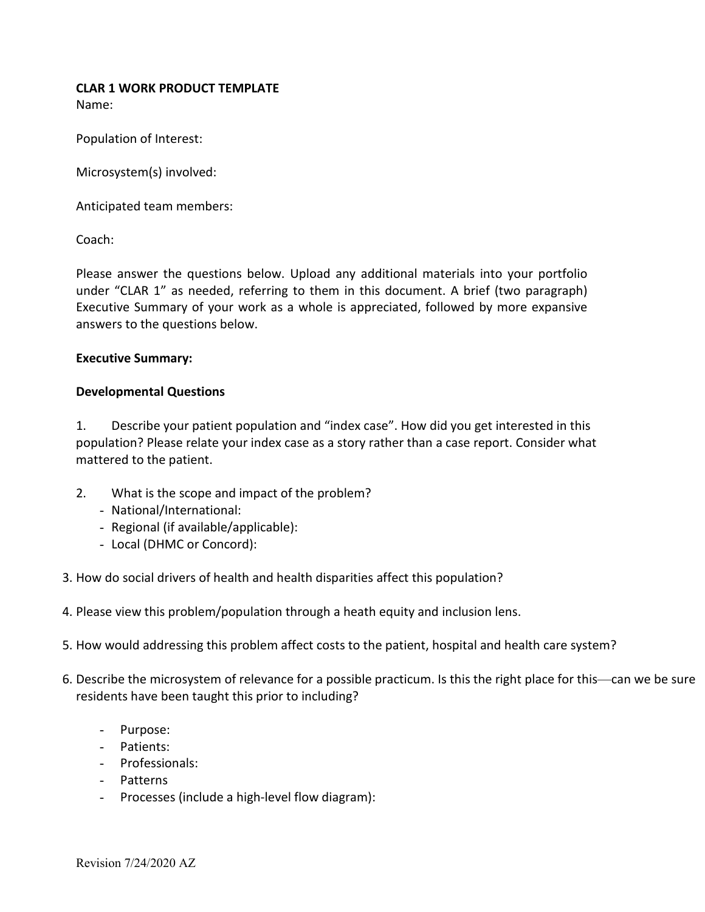**CLAR 1 WORK PRODUCT TEMPLATE**

Name:

Population of Interest:

Microsystem(s) involved:

Anticipated team members:

Coach:

Please answer the questions below. Upload any additional materials into your portfolio under "CLAR 1" as needed, referring to them in this document. A brief (two paragraph) Executive Summary of your work as a whole is appreciated, followed by more expansive answers to the questions below.

**Executive Summary:**

**Developmental Questions**

1. Describe your patient population and "index case". How did you get interested in this population? Please relate your index case as a story rather than a case report. Consider what mattered to the patient.

2. What is the scope and impact of the problem?
   - National/International:
   - Regional (if available/applicable):
   - Local (DHMC or Concord):

3. How do social drivers of health and health disparities affect this population?

4. Please view this problem/population through a heath equity and inclusion lens.

5. How would addressing this problem affect costs to the patient, hospital and health care system?

6. Describe the microsystem of relevance for a possible practicum. Is this the right place for this—can we be sure residents have been taught this prior to including?

   - Purpose:
   - Patients:
   - Professionals:
   - Patterns
   - Processes (include a high-level flow diagram):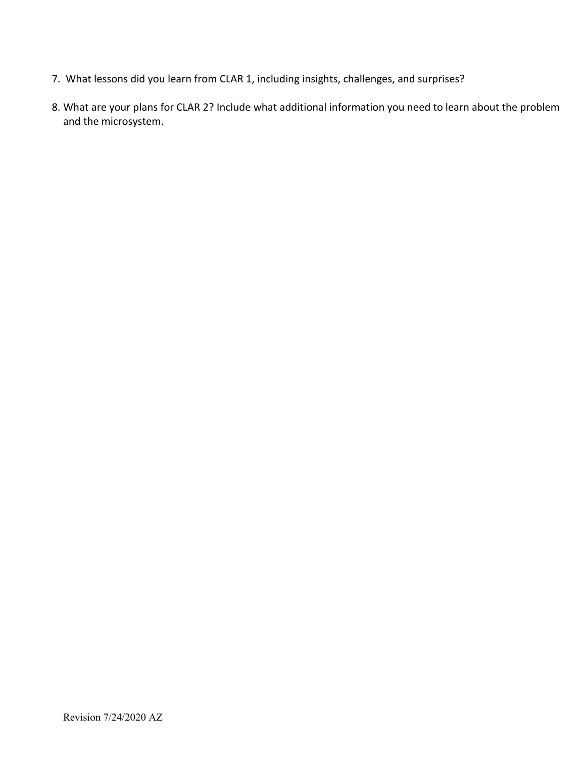7. What lessons did you learn from CLAR 1, including insights, challenges, and surprises?

8. What are your plans for CLAR 2? Include what additional information you need to learn about the problem and the microsystem.

Revision 7/24/2020 AZ